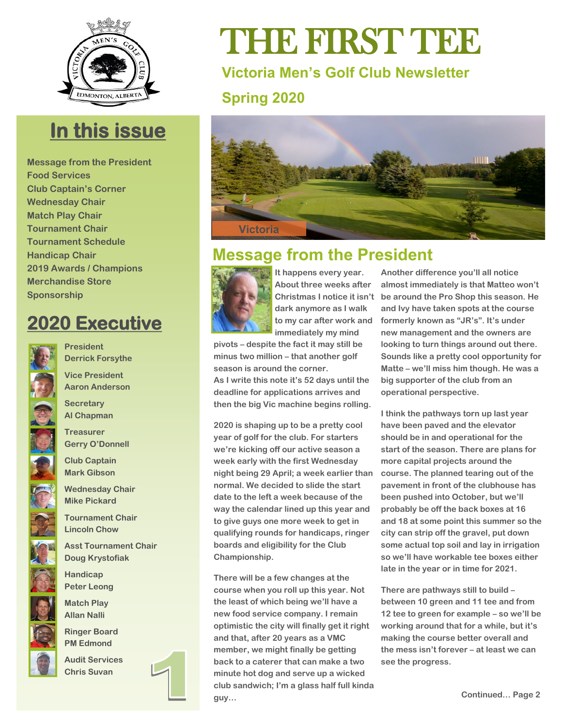# THE FIRST TEE

### Victoria Men's Golf Club Newsletter

### Spring 2020

## In this issue

- Message from the President
- Food Services
- Club Captain's Corner
- Wednesday Chair
- Match Play Chair
- Tournament Chair
- Tournament Schedule
- Handicap Chair
- 2019 Awards / Champions
- Merchandise Store
- Sponsorship

## 2020 Executive

**President**
Derrick Forsythe

**Vice President**
Aaron Anderson

**Secretary**
Al Chapman

**Treasurer**
Gerry O'Donnell

**Club Captain**
Mark Gibson

**Wednesday Chair**
Mike Pickard

**Tournament Chair**
Lincoln Chow

**Asst Tournament Chair**
Doug Krystofiak

**Handicap**
Peter Leong

**Match Play**
Allan Nalli

**Ringer Board**
PM Edmond

**Audit Services**
Chris Suvan

Victoria

## Message from the President

It happens every year. About three weeks after Christmas I notice it isn't dark anymore as I walk to my car after work and immediately my mind pivots – despite the fact it may still be minus two million – that another golf season is around the corner. As I write this note it's 52 days until the deadline for applications arrives and then the big Vic machine begins rolling.

2020 is shaping up to be a pretty cool year of golf for the club. For starters we're kicking off our active season a week early with the first Wednesday night being 29 April; a week earlier than normal. We decided to slide the start date to the left a week because of the way the calendar lined up this year and to give guys one more week to get in qualifying rounds for handicaps, ringer boards and eligibility for the Club Championship.

There will be a few changes at the course when you roll up this year. Not the least of which being we'll have a new food service company. I remain optimistic the city will finally get it right and that, after 20 years as a VMC member, we might finally be getting back to a caterer that can make a two minute hot dog and serve up a wicked club sandwich; I'm a glass half full kinda guy…

Another difference you'll all notice almost immediately is that Matteo won't be around the Pro Shop this season. He and Ivy have taken spots at the course formerly known as "JR's". It's under new management and the owners are looking to turn things around out there. Sounds like a pretty cool opportunity for Matte – we'll miss him though. He was a big supporter of the club from an operational perspective.

I think the pathways torn up last year have been paved and the elevator should be in and operational for the start of the season. There are plans for more capital projects around the course. The planned tearing out of the pavement in front of the clubhouse has been pushed into October, but we'll probably be off the back boxes at 16 and 18 at some point this summer so the city can strip off the gravel, put down some actual top soil and lay in irrigation so we'll have workable tee boxes either late in the year or in time for 2021.

There are pathways still to build – between 10 green and 11 tee and from 12 tee to green for example – so we'll be working around that for a while, but it's making the course better overall and the mess isn't forever – at least we can see the progress.

Continued… Page 2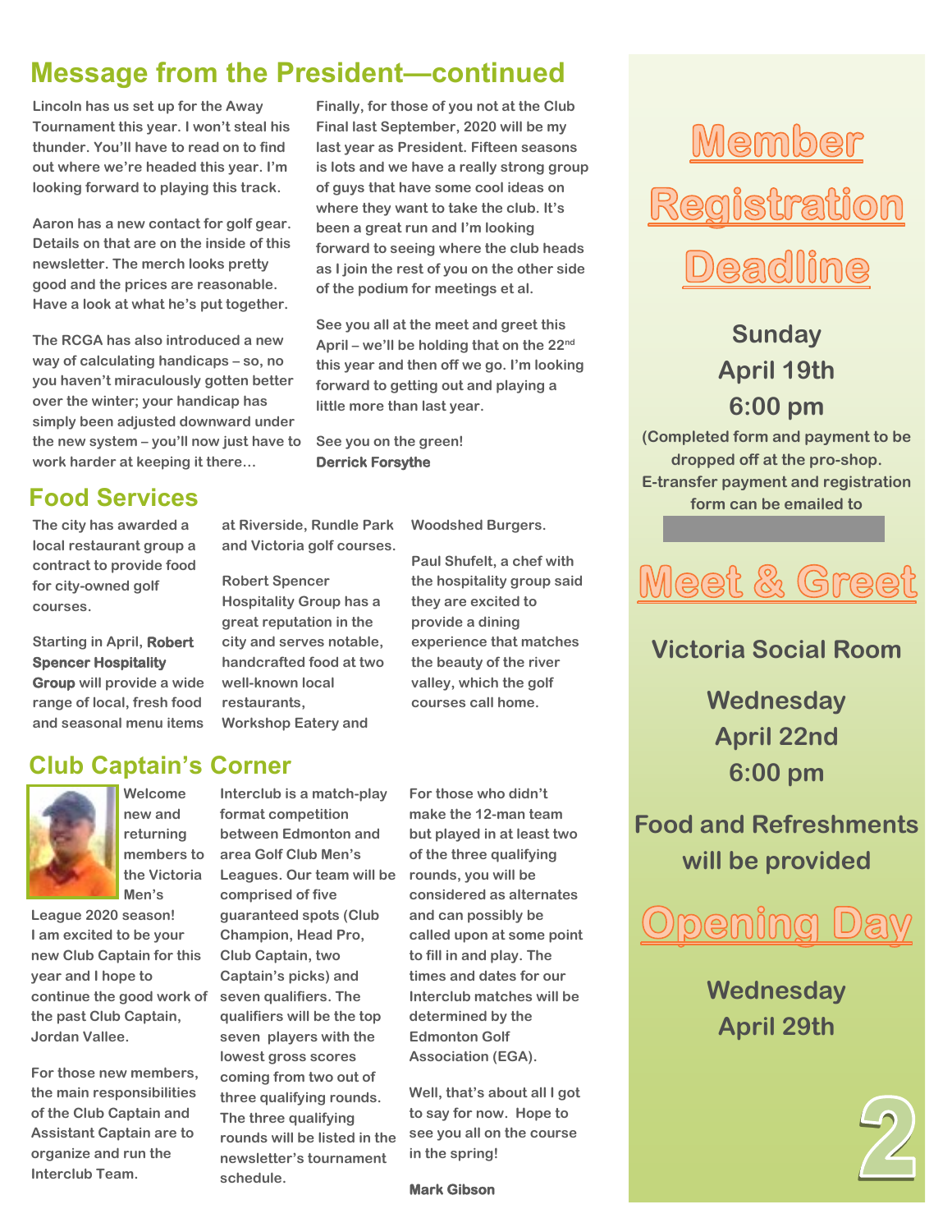## Message from the President—continued

Lincoln has us set up for the Away Tournament this year. I won't steal his thunder. You'll have to read on to find out where we're headed this year. I'm looking forward to playing this track.

Aaron has a new contact for golf gear. Details on that are on the inside of this newsletter. The merch looks pretty good and the prices are reasonable. Have a look at what he's put together.

The RCGA has also introduced a new way of calculating handicaps – so, no you haven't miraculously gotten better over the winter; your handicap has simply been adjusted downward under the new system – you'll now just have to work harder at keeping it there…

Finally, for those of you not at the Club Final last September, 2020 will be my last year as President. Fifteen seasons is lots and we have a really strong group of guys that have some cool ideas on where they want to take the club. It's been a great run and I'm looking forward to seeing where the club heads as I join the rest of you on the other side of the podium for meetings et al.

See you all at the meet and greet this April – we'll be holding that on the 22nd this year and then off we go. I'm looking forward to getting out and playing a little more than last year.

See you on the green!
**Derrick Forsythe**

## Food Services

The city has awarded a local restaurant group a contract to provide food for city-owned golf courses.

Starting in April, **Robert Spencer Hospitality Group** will provide a wide range of local, fresh food and seasonal menu items at Riverside, Rundle Park and Victoria golf courses.

Robert Spencer Hospitality Group has a great reputation in the city and serves notable, handcrafted food at two well-known local restaurants, Workshop Eatery and Woodshed Burgers.

Paul Shufelt, a chef with the hospitality group said they are excited to provide a dining experience that matches the beauty of the river valley, which the golf courses call home.

## Club Captain's Corner

Welcome new and returning members to the Victoria Men's League 2020 season! I am excited to be your new Club Captain for this year and I hope to continue the good work of the past Club Captain, Jordan Vallee.

For those new members, the main responsibilities of the Club Captain and Assistant Captain are to organize and run the Interclub Team.

Interclub is a match-play format competition between Edmonton and area Golf Club Men's Leagues. Our team will be comprised of five guaranteed spots (Club Champion, Head Pro, Club Captain, two Captain's picks) and seven qualifiers. The qualifiers will be the top seven players with the lowest gross scores coming from two out of three qualifying rounds. The three qualifying rounds will be listed in the newsletter's tournament schedule.

For those who didn't make the 12-man team but played in at least two of the three qualifying rounds, you will be considered as alternates and can possibly be called upon at some point to fill in and play. The times and dates for our Interclub matches will be determined by the Edmonton Golf Association (EGA).

Well, that's about all I got to say for now. Hope to see you all on the course in the spring!

**Mark Gibson**

## Member Registration Deadline

**Sunday**
**April 19th**
**6:00 pm**

(Completed form and payment to be dropped off at the pro-shop. E-transfer payment and registration form can be emailed to

## Meet & Greet

**Victoria Social Room**

**Wednesday**
**April 22nd**
**6:00 pm**

**Food and Refreshments will be provided**

## Opening Day

**Wednesday**
**April 29th**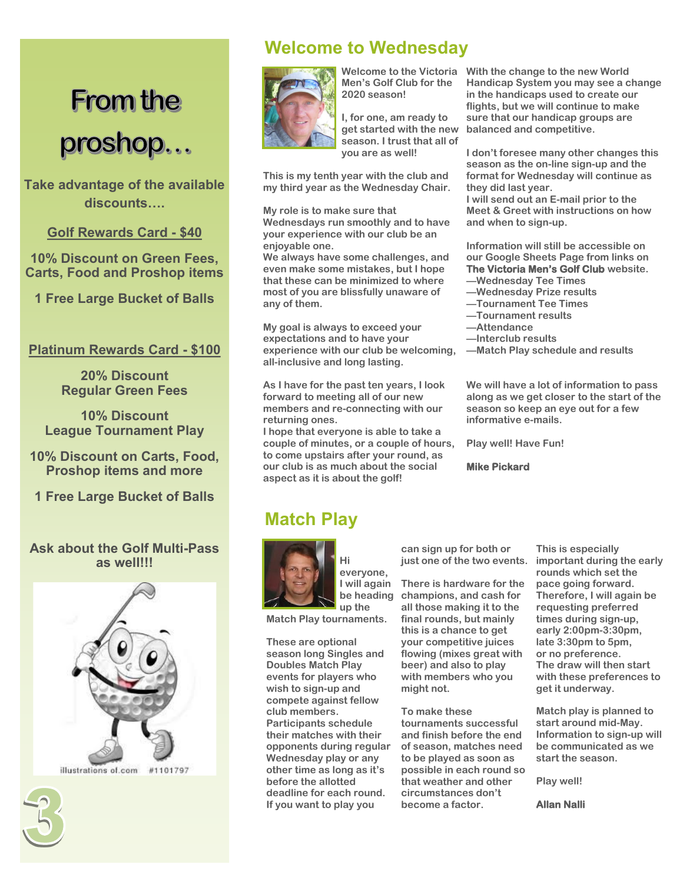# From the proshop…

**Take advantage of the available discounts….**

**Golf Rewards Card - $40**

**10% Discount on Green Fees, Carts, Food and Proshop items**

**1 Free Large Bucket of Balls**

**Platinum Rewards Card - $100**

**20% Discount Regular Green Fees**

**10% Discount League Tournament Play**

**10% Discount on Carts, Food, Proshop items and more**

**1 Free Large Bucket of Balls**

**Ask about the Golf Multi-Pass as well!!!**

illustrations of.com #1101797

## Welcome to Wednesday

Welcome to the Victoria Men's Golf Club for the 2020 season!

I, for one, am ready to get started with the new season. I trust that all of you are as well!

This is my tenth year with the club and my third year as the Wednesday Chair.

My role is to make sure that Wednesdays run smoothly and to have your experience with our club be an enjoyable one.
We always have some challenges, and even make some mistakes, but I hope that these can be minimized to where most of you are blissfully unaware of any of them.

My goal is always to exceed your expectations and to have your experience with our club be welcoming, all-inclusive and long lasting.

As I have for the past ten years, I look forward to meeting all of our new members and re-connecting with our returning ones.
I hope that everyone is able to take a couple of minutes, or a couple of hours, to come upstairs after your round, as our club is as much about the social aspect as it is about the golf!

With the change to the new World Handicap System you may see a change in the handicaps used to create our flights, but we will continue to make sure that our handicap groups are balanced and competitive.

I don't foresee many other changes this season as the on-line sign-up and the format for Wednesday will continue as they did last year.
I will send out an E-mail prior to the Meet & Greet with instructions on how and when to sign-up.

Information will still be accessible on our Google Sheets Page from links on **The Victoria Men's Golf Club** website.
—Wednesday Tee Times
—Wednesday Prize results
—Tournament Tee Times
—Tournament results
—Attendance
—Interclub results
—Match Play schedule and results

We will have a lot of information to pass along as we get closer to the start of the season so keep an eye out for a few informative e-mails.

Play well! Have Fun!

**Mike Pickard**

## Match Play

Hi everyone,
I will again be heading up the Match Play tournaments.

These are optional season long Singles and Doubles Match Play events for players who wish to sign-up and compete against fellow club members.
Participants schedule their matches with their opponents during regular Wednesday play or any other time as long as it's before the allotted deadline for each round.
If you want to play you can sign up for both or just one of the two events.

There is hardware for the champions, and cash for all those making it to the final rounds, but mainly this is a chance to get your competitive juices flowing (mixes great with beer) and also to play with members who you might not.

To make these tournaments successful and finish before the end of season, matches need to be played as soon as possible in each round so that weather and other circumstances don't become a factor.

This is especially important during the early rounds which set the pace going forward.
Therefore, I will again be requesting preferred times during sign-up, early 2:00pm-3:30pm, late 3:30pm to 5pm, or no preference.
The draw will then start with these preferences to get it underway.

Match play is planned to start around mid-May. Information to sign-up will be communicated as we start the season.

Play well!

**Allan Nalli**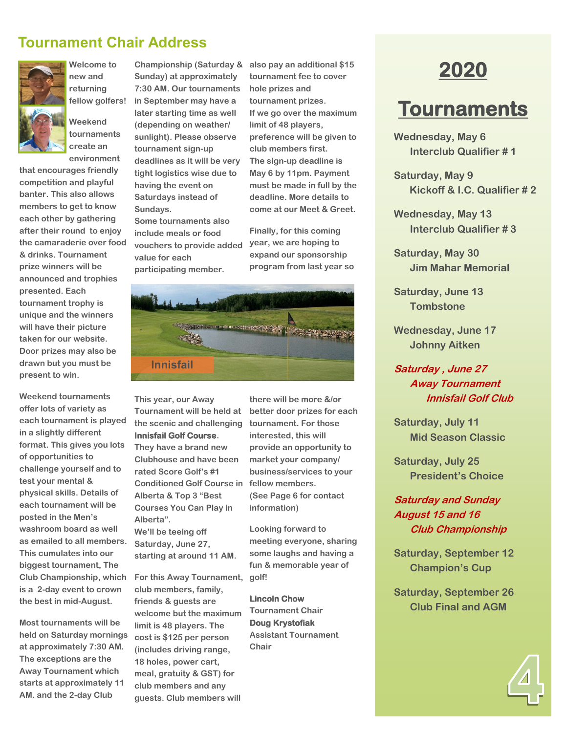## Tournament Chair Address

Welcome to new and returning fellow golfers!

Weekend tournaments create an environment that encourages friendly competition and playful banter. This also allows members to get to know each other by gathering after their round to enjoy the camaraderie over food & drinks. Tournament prize winners will be announced and trophies presented. Each tournament trophy is unique and the winners will have their picture taken for our website. Door prizes may also be drawn but you must be present to win.

Weekend tournaments offer lots of variety as each tournament is played in a slightly different format. This gives you lots of opportunities to challenge yourself and to test your mental & physical skills. Details of each tournament will be posted in the Men's washroom board as well as emailed to all members. This cumulates into our biggest tournament, The Club Championship, which is a 2-day event to crown the best in mid-August.

Most tournaments will be held on Saturday mornings at approximately 7:30 AM. The exceptions are the Away Tournament which starts at approximately 11 AM. and the 2-day Club Championship (Saturday & Sunday) at approximately 7:30 AM. Our tournaments in September may have a later starting time as well (depending on weather/ sunlight). Please observe tournament sign-up deadlines as it will be very tight logistics wise due to having the event on Saturdays instead of Sundays. Some tournaments also include meals or food vouchers to provide added value for each participating member.

Innisfail

This year, our Away Tournament will be held at the scenic and challenging **Innisfail Golf Course**. They have a brand new Clubhouse and have been rated Score Golf's #1 Conditioned Golf Course in Alberta & Top 3 "Best Courses You Can Play in Alberta". We'll be teeing off Saturday, June 27, starting at around 11 AM.

For this Away Tournament, club members, family, friends & guests are welcome but the maximum limit is 48 players. The cost is $125 per person (includes driving range, 18 holes, power cart, meal, gratuity & GST) for club members and any guests. Club members will also pay an additional $15 tournament fee to cover hole prizes and tournament prizes. If we go over the maximum limit of 48 players, preference will be given to club members first. The sign-up deadline is May 6 by 11pm. Payment must be made in full by the deadline. More details to come at our Meet & Greet.

Finally, for this coming year, we are hoping to expand our sponsorship program from last year so there will be more &/or better door prizes for each tournament. For those interested, this will provide an opportunity to market your company/ business/services to your fellow members. (See Page 6 for contact information)

Looking forward to meeting everyone, sharing some laughs and having a fun & memorable year of golf!

**Lincoln Chow**
Tournament Chair
**Doug Krystofiak**
Assistant Tournament Chair

## 2020 Tournaments

Wednesday, May 6
Interclub Qualifier # 1

Saturday, May 9
Kickoff & I.C. Qualifier # 2

Wednesday, May 13
Interclub Qualifier # 3

Saturday, May 30
Jim Mahar Memorial

Saturday, June 13
Tombstone

Wednesday, June 17
Johnny Aitken

*Saturday , June 27*
*Away Tournament*
*Innisfail Golf Club*

Saturday, July 11
Mid Season Classic

Saturday, July 25
President's Choice

*Saturday and Sunday*
*August 15 and 16*
*Club Championship*

Saturday, September 12
Champion's Cup

Saturday, September 26
Club Final and AGM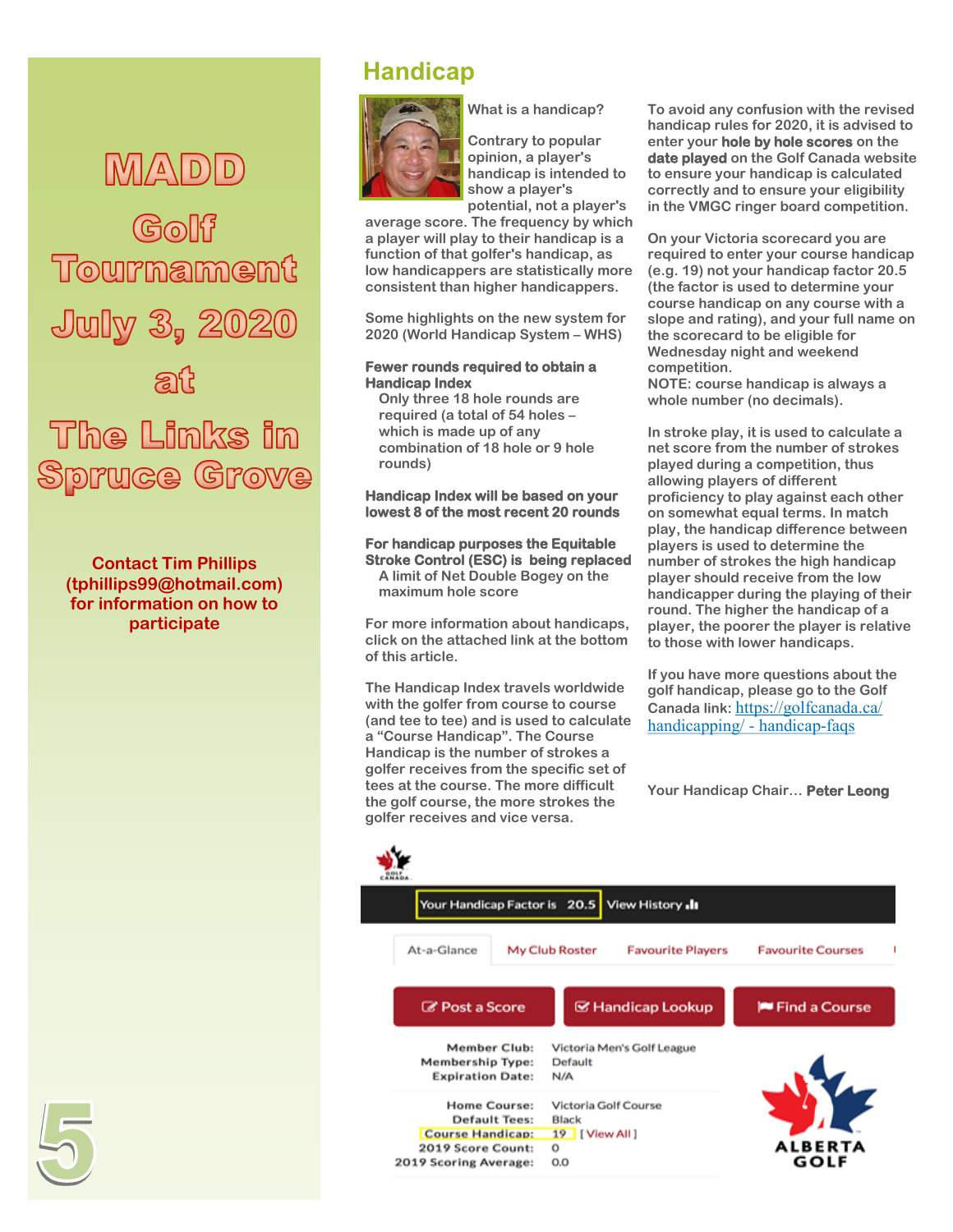# MADD Golf Tournament July 3, 2020 at The Links in Spruce Grove

**Contact Tim Phillips (tphillips99@hotmail.com) for information on how to participate**

## Handicap

What is a handicap?

Contrary to popular opinion, a player's handicap is intended to show a player's potential, not a player's average score. The frequency by which a player will play to their handicap is a function of that golfer's handicap, as low handicappers are statistically more consistent than higher handicappers.

Some highlights on the new system for 2020 (World Handicap System – WHS)

**Fewer rounds required to obtain a Handicap Index**

Only three 18 hole rounds are required (a total of 54 holes – which is made up of any combination of 18 hole or 9 hole rounds)

**Handicap Index will be based on your lowest 8 of the most recent 20 rounds**

**For handicap purposes the Equitable Stroke Control (ESC) is being replaced**

A limit of Net Double Bogey on the maximum hole score

For more information about handicaps, click on the attached link at the bottom of this article.

The Handicap Index travels worldwide with the golfer from course to course (and tee to tee) and is used to calculate a "Course Handicap". The Course Handicap is the number of strokes a golfer receives from the specific set of tees at the course. The more difficult the golf course, the more strokes the golfer receives and vice versa.

To avoid any confusion with the revised handicap rules for 2020, it is advised to enter your **hole by hole scores** on the **date played** on the Golf Canada website to ensure your handicap is calculated correctly and to ensure your eligibility in the VMGC ringer board competition.

On your Victoria scorecard you are required to enter your course handicap (e.g. 19) not your handicap factor 20.5 (the factor is used to determine your course handicap on any course with a slope and rating), and your full name on the scorecard to be eligible for Wednesday night and weekend competition.
NOTE: course handicap is always a whole number (no decimals).

In stroke play, it is used to calculate a net score from the number of strokes played during a competition, thus allowing players of different proficiency to play against each other on somewhat equal terms. In match play, the handicap difference between players is used to determine the number of strokes the high handicap player should receive from the low handicapper during the playing of their round. The higher the handicap of a player, the poorer the player is relative to those with lower handicaps.

If you have more questions about the golf handicap, please go to the Golf Canada link: https://golfcanada.ca/handicapping/ - handicap-faqs

Your Handicap Chair… **Peter Leong**

Your Handicap Factor is 20.5 | View History

At-a-Glance | My Club Roster | Favourite Players | Favourite Courses

Post a Score | Handicap Lookup | Find a Course

| | |
|---|---|
| Member Club: | Victoria Men's Golf League |
| Membership Type: | Default |
| Expiration Date: | N/A |
| Home Course: | Victoria Golf Course |
| Default Tees: | Black |
| Course Handicap: | 19 [ View All ] |
| 2019 Score Count: | 0 |
| 2019 Scoring Average: | 0.0 |

ALBERTA GOLF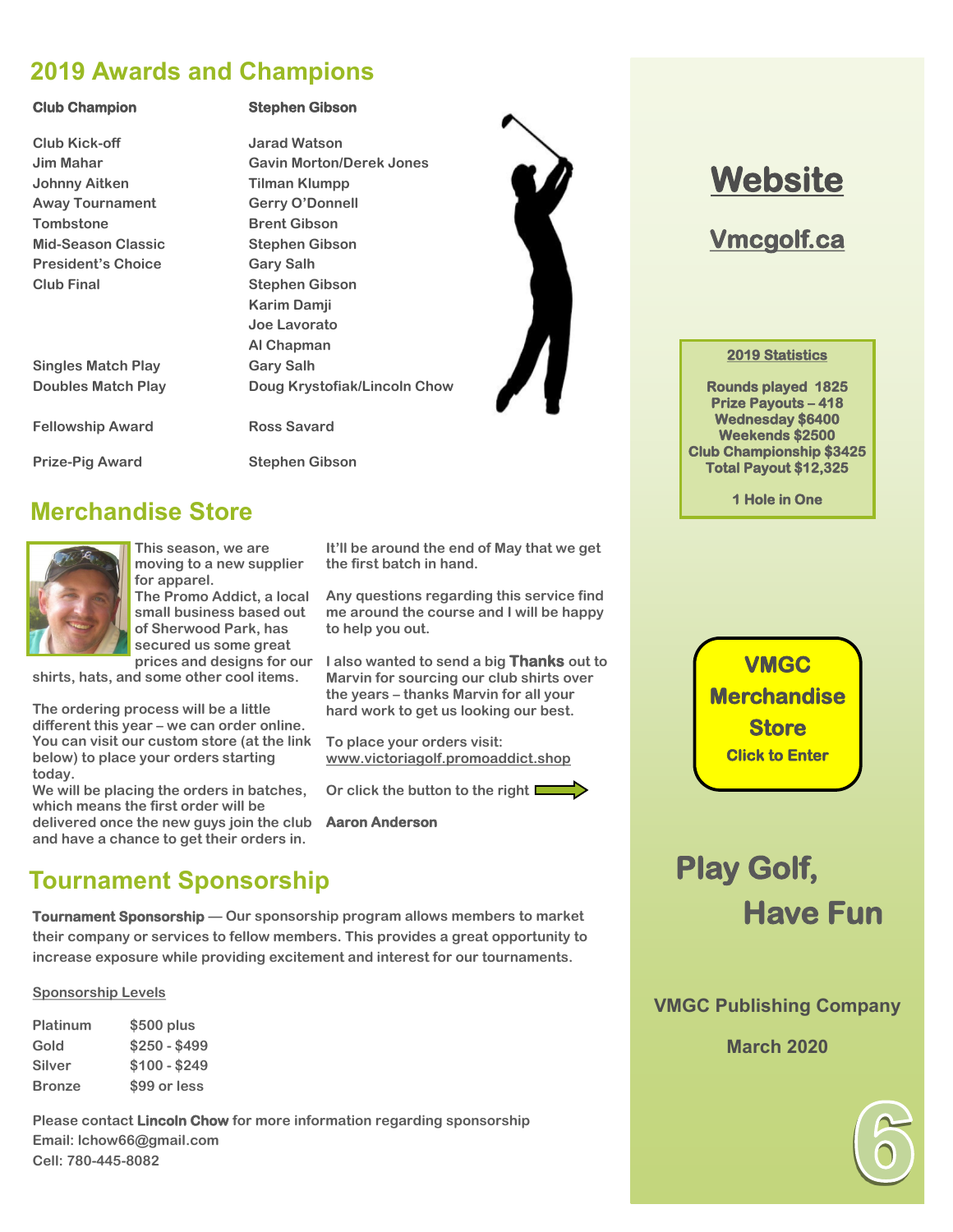## 2019 Awards and Champions

| | |
|---|---|
| **Club Champion** | **Stephen Gibson** |
| Club Kick-off | Jarad Watson |
| Jim Mahar | Gavin Morton/Derek Jones |
| Johnny Aitken | Tilman Klumpp |
| Away Tournament | Gerry O'Donnell |
| Tombstone | Brent Gibson |
| Mid-Season Classic | Stephen Gibson |
| President's Choice | Gary Salh |
| Club Final | Stephen Gibson |
| | Karim Damji |
| | Joe Lavorato |
| | Al Chapman |
| Singles Match Play | Gary Salh |
| Doubles Match Play | Doug Krystofiak/Lincoln Chow |
| Fellowship Award | Ross Savard |
| Prize-Pig Award | Stephen Gibson |

## Merchandise Store

This season, we are moving to a new supplier for apparel. The Promo Addict, a local small business based out of Sherwood Park, has secured us some great prices and designs for our shirts, hats, and some other cool items.

The ordering process will be a little different this year – we can order online. You can visit our custom store (at the link below) to place your orders starting today.
We will be placing the orders in batches, which means the first order will be delivered once the new guys join the club and have a chance to get their orders in.

It'll be around the end of May that we get the first batch in hand.

Any questions regarding this service find me around the course and I will be happy to help you out.

I also wanted to send a big **Thanks** out to Marvin for sourcing our club shirts over the years – thanks Marvin for all your hard work to get us looking our best.

To place your orders visit:
www.victoriagolf.promoaddict.shop

Or click the button to the right

**Aaron Anderson**

## Tournament Sponsorship

**Tournament Sponsorship** — Our sponsorship program allows members to market their company or services to fellow members. This provides a great opportunity to increase exposure while providing excitement and interest for our tournaments.

Sponsorship Levels

| | |
|---|---|
| Platinum | $500 plus |
| Gold | $250 - $499 |
| Silver | $100 - $249 |
| Bronze | $99 or less |

Please contact **Lincoln Chow** for more information regarding sponsorship
Email: lchow66@gmail.com
Cell: 780-445-8082

# Website

## Vmcgolf.ca

**2019 Statistics**

**Rounds played 1825**
**Prize Payouts – 418**
**Wednesday $6400**
**Weekends $2500**
**Club Championship $3425**
**Total Payout $12,325**

**1 Hole in One**

**VMGC Merchandise Store**
**Click to Enter**

# Play Golf, Have Fun

**VMGC Publishing Company**

**March 2020**